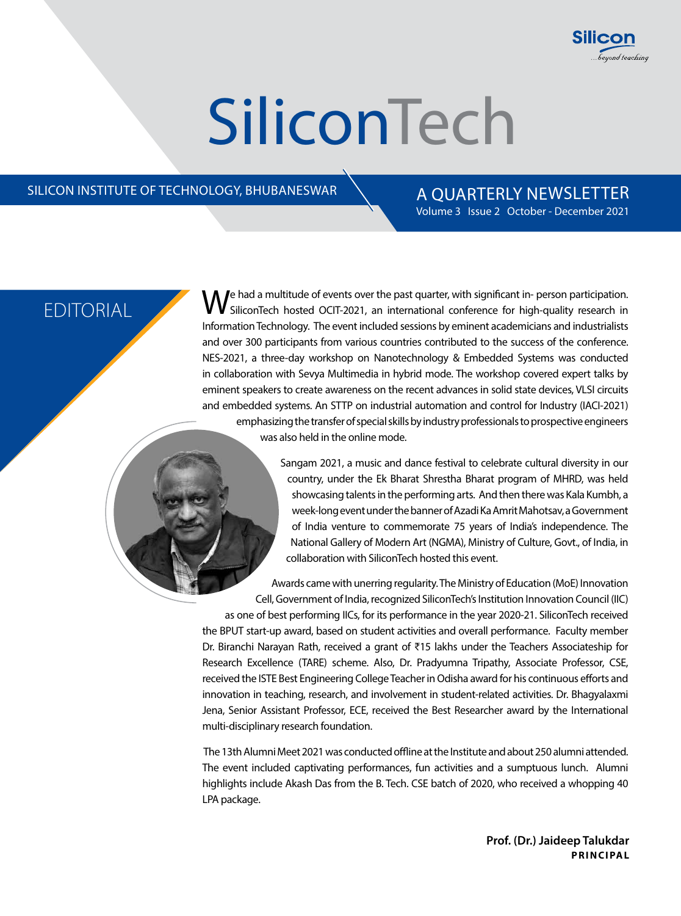Silicon
...beyond teaching

# SiliconTech

SILICON INSTITUTE OF TECHNOLOGY, BHUBANESWAR

A QUARTERLY NEWSLETTER
Volume 3 Issue 2 October - December 2021

## EDITORIAL

We had a multitude of events over the past quarter, with significant in- person participation. SiliconTech hosted OCIT-2021, an international conference for high-quality research in Information Technology. The event included sessions by eminent academicians and industrialists and over 300 participants from various countries contributed to the success of the conference. NES-2021, a three-day workshop on Nanotechnology & Embedded Systems was conducted in collaboration with Sevya Multimedia in hybrid mode. The workshop covered expert talks by eminent speakers to create awareness on the recent advances in solid state devices, VLSI circuits and embedded systems. An STTP on industrial automation and control for Industry (IACI-2021) emphasizing the transfer of special skills by industry professionals to prospective engineers was also held in the online mode.

Sangam 2021, a music and dance festival to celebrate cultural diversity in our country, under the Ek Bharat Shrestha Bharat program of MHRD, was held showcasing talents in the performing arts. And then there was Kala Kumbh, a week-long event under the banner of Azadi Ka Amrit Mahotsav, a Government of India venture to commemorate 75 years of India's independence. The National Gallery of Modern Art (NGMA), Ministry of Culture, Govt., of India, in collaboration with SiliconTech hosted this event.

Awards came with unerring regularity. The Ministry of Education (MoE) Innovation Cell, Government of India, recognized SiliconTech's Institution Innovation Council (IIC) as one of best performing IICs, for its performance in the year 2020-21. SiliconTech received the BPUT start-up award, based on student activities and overall performance. Faculty member Dr. Biranchi Narayan Rath, received a grant of ₹15 lakhs under the Teachers Associateship for Research Excellence (TARE) scheme. Also, Dr. Pradyumna Tripathy, Associate Professor, CSE, received the ISTE Best Engineering College Teacher in Odisha award for his continuous efforts and innovation in teaching, research, and involvement in student-related activities. Dr. Bhagyalaxmi Jena, Senior Assistant Professor, ECE, received the Best Researcher award by the International multi-disciplinary research foundation.

The 13th Alumni Meet 2021 was conducted offline at the Institute and about 250 alumni attended. The event included captivating performances, fun activities and a sumptuous lunch. Alumni highlights include Akash Das from the B. Tech. CSE batch of 2020, who received a whopping 40 LPA package.

**Prof. (Dr.) Jaideep Talukdar**
**PRINCIPAL**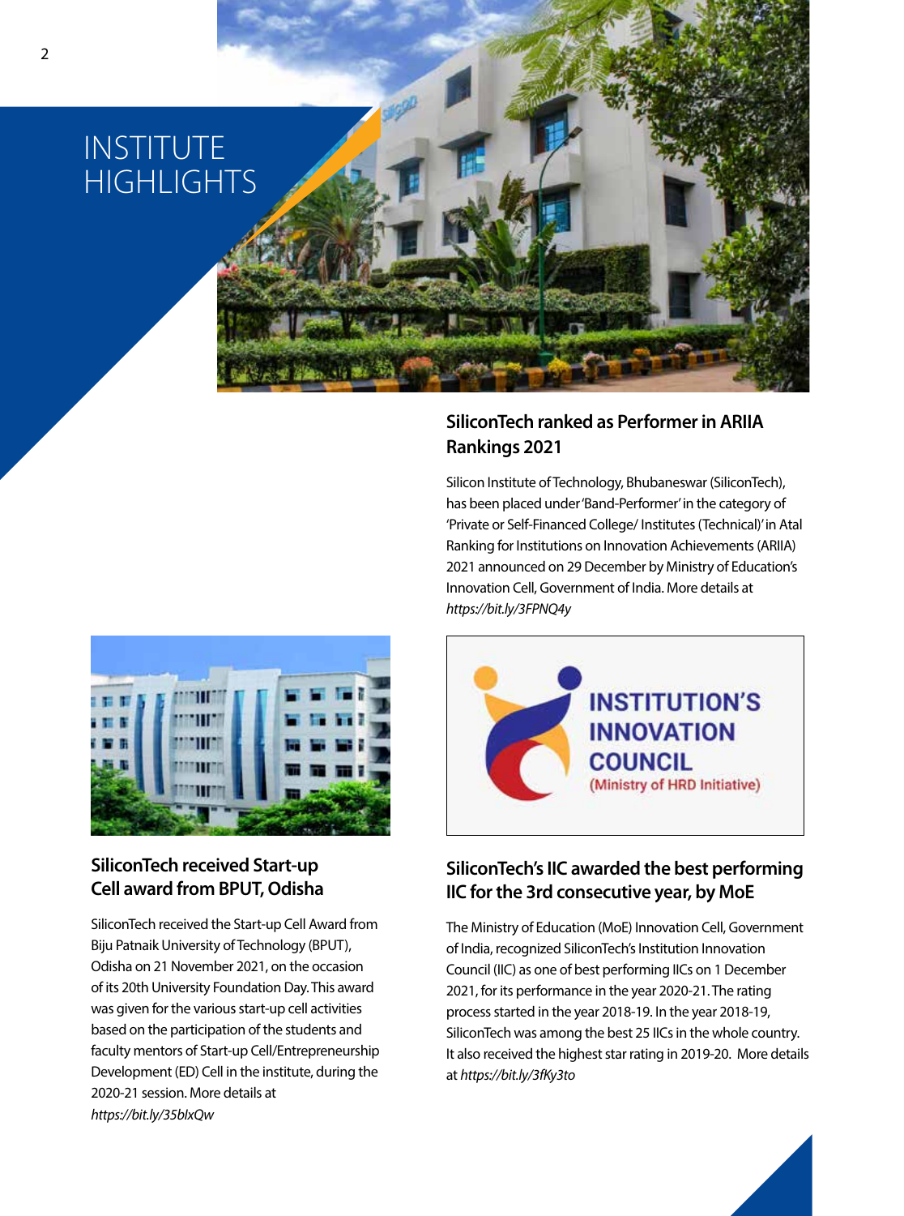# INSTITUTE HIGHLIGHTS

## SiliconTech ranked as Performer in ARIIA Rankings 2021

Silicon Institute of Technology, Bhubaneswar (SiliconTech), has been placed under 'Band-Performer' in the category of 'Private or Self-Financed College/ Institutes (Technical)' in Atal Ranking for Institutions on Innovation Achievements (ARIIA) 2021 announced on 29 December by Ministry of Education's Innovation Cell, Government of India. More details at *https://bit.ly/3FPNQ4y*

## SiliconTech received Start-up Cell award from BPUT, Odisha

SiliconTech received the Start-up Cell Award from Biju Patnaik University of Technology (BPUT), Odisha on 21 November 2021, on the occasion of its 20th University Foundation Day. This award was given for the various start-up cell activities based on the participation of the students and faculty mentors of Start-up Cell/Entrepreneurship Development (ED) Cell in the institute, during the 2020-21 session. More details at *https://bit.ly/35blxQw*

## SiliconTech's IIC awarded the best performing IIC for the 3rd consecutive year, by MoE

The Ministry of Education (MoE) Innovation Cell, Government of India, recognized SiliconTech's Institution Innovation Council (IIC) as one of best performing IICs on 1 December 2021, for its performance in the year 2020-21. The rating process started in the year 2018-19. In the year 2018-19, SiliconTech was among the best 25 IICs in the whole country. It also received the highest star rating in 2019-20. More details at *https://bit.ly/3fKy3to*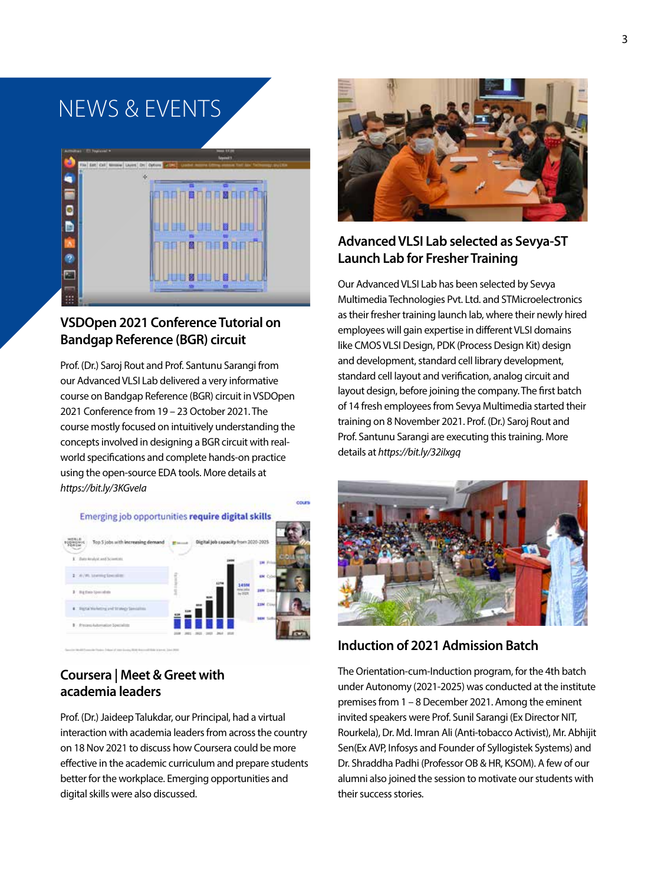# NEWS & EVENTS

## VSDOpen 2021 Conference Tutorial on Bandgap Reference (BGR) circuit

Prof. (Dr.) Saroj Rout and Prof. Santunu Sarangi from our Advanced VLSI Lab delivered a very informative course on Bandgap Reference (BGR) circuit in VSDOpen 2021 Conference from 19 – 23 October 2021. The course mostly focused on intuitively understanding the concepts involved in designing a BGR circuit with real-world specifications and complete hands-on practice using the open-source EDA tools. More details at *https://bit.ly/3KGvela*

## Coursera | Meet & Greet with academia leaders

Prof. (Dr.) Jaideep Talukdar, our Principal, had a virtual interaction with academia leaders from across the country on 18 Nov 2021 to discuss how Coursera could be more effective in the academic curriculum and prepare students better for the workplace. Emerging opportunities and digital skills were also discussed.

## Advanced VLSI Lab selected as Sevya-ST Launch Lab for Fresher Training

Our Advanced VLSI Lab has been selected by Sevya Multimedia Technologies Pvt. Ltd. and STMicroelectronics as their fresher training launch lab, where their newly hired employees will gain expertise in different VLSI domains like CMOS VLSI Design, PDK (Process Design Kit) design and development, standard cell library development, standard cell layout and verification, analog circuit and layout design, before joining the company. The first batch of 14 fresh employees from Sevya Multimedia started their training on 8 November 2021. Prof. (Dr.) Saroj Rout and Prof. Santunu Sarangi are executing this training. More details at *https://bit.ly/32ilxgq*

## Induction of 2021 Admission Batch

The Orientation-cum-Induction program, for the 4th batch under Autonomy (2021-2025) was conducted at the institute premises from 1 – 8 December 2021. Among the eminent invited speakers were Prof. Sunil Sarangi (Ex Director NIT, Rourkela), Dr. Md. Imran Ali (Anti-tobacco Activist), Mr. Abhijit Sen(Ex AVP, Infosys and Founder of Syllogistek Systems) and Dr. Shraddha Padhi (Professor OB & HR, KSOM). A few of our alumni also joined the session to motivate our students with their success stories.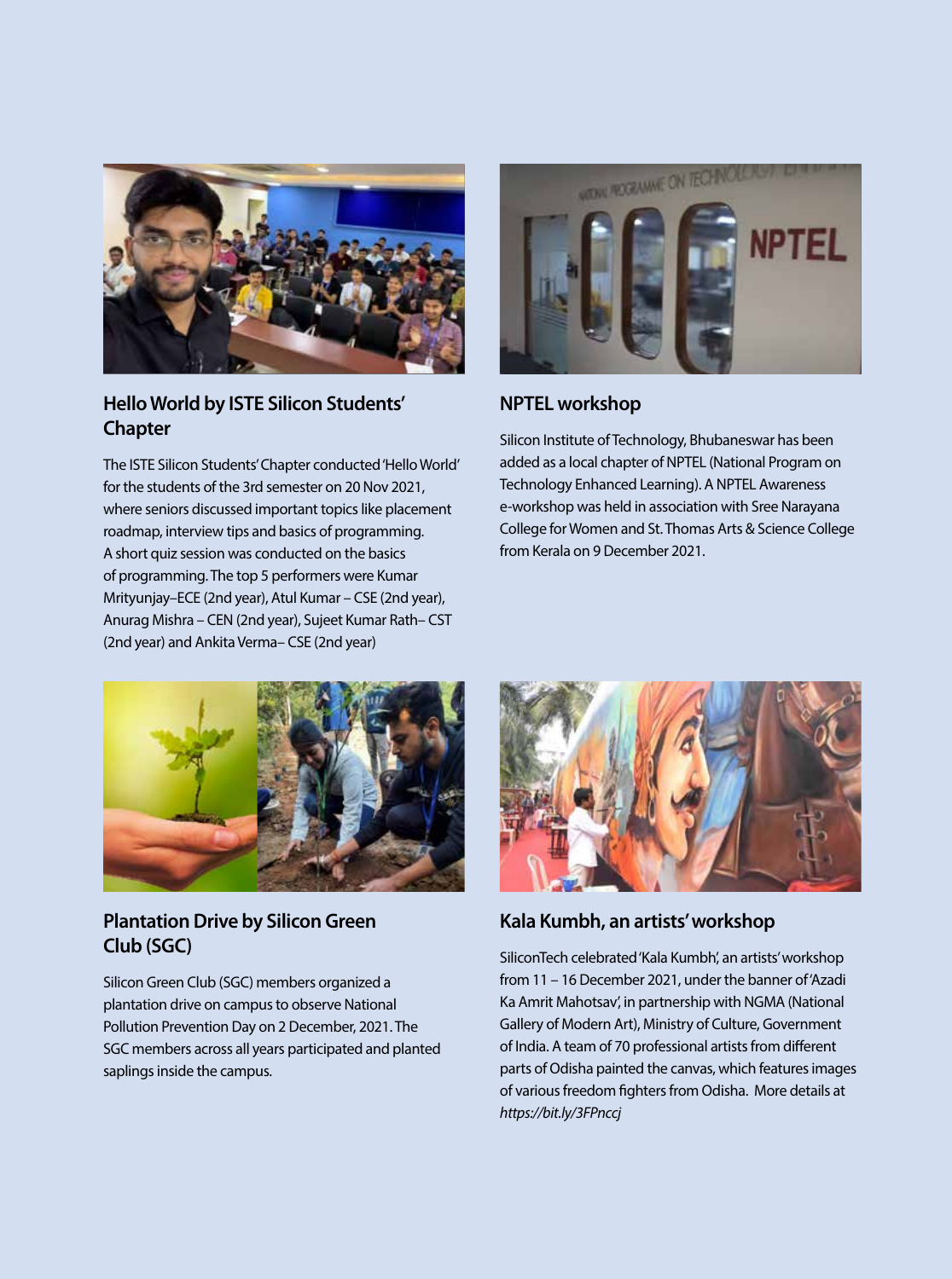## Hello World by ISTE Silicon Students' Chapter

The ISTE Silicon Students' Chapter conducted 'Hello World' for the students of the 3rd semester on 20 Nov 2021, where seniors discussed important topics like placement roadmap, interview tips and basics of programming. A short quiz session was conducted on the basics of programming. The top 5 performers were Kumar Mrityunjay–ECE (2nd year), Atul Kumar – CSE (2nd year), Anurag Mishra – CEN (2nd year), Sujeet Kumar Rath– CST (2nd year) and Ankita Verma– CSE (2nd year)

## NPTEL workshop

Silicon Institute of Technology, Bhubaneswar has been added as a local chapter of NPTEL (National Program on Technology Enhanced Learning). A NPTEL Awareness e-workshop was held in association with Sree Narayana College for Women and St. Thomas Arts & Science College from Kerala on 9 December 2021.

## Plantation Drive by Silicon Green Club (SGC)

Silicon Green Club (SGC) members organized a plantation drive on campus to observe National Pollution Prevention Day on 2 December, 2021. The SGC members across all years participated and planted saplings inside the campus.

## Kala Kumbh, an artists' workshop

SiliconTech celebrated 'Kala Kumbh', an artists' workshop from 11 – 16 December 2021, under the banner of 'Azadi Ka Amrit Mahotsav', in partnership with NGMA (National Gallery of Modern Art), Ministry of Culture, Government of India. A team of 70 professional artists from different parts of Odisha painted the canvas, which features images of various freedom fighters from Odisha. More details at *https://bit.ly/3FPnccj*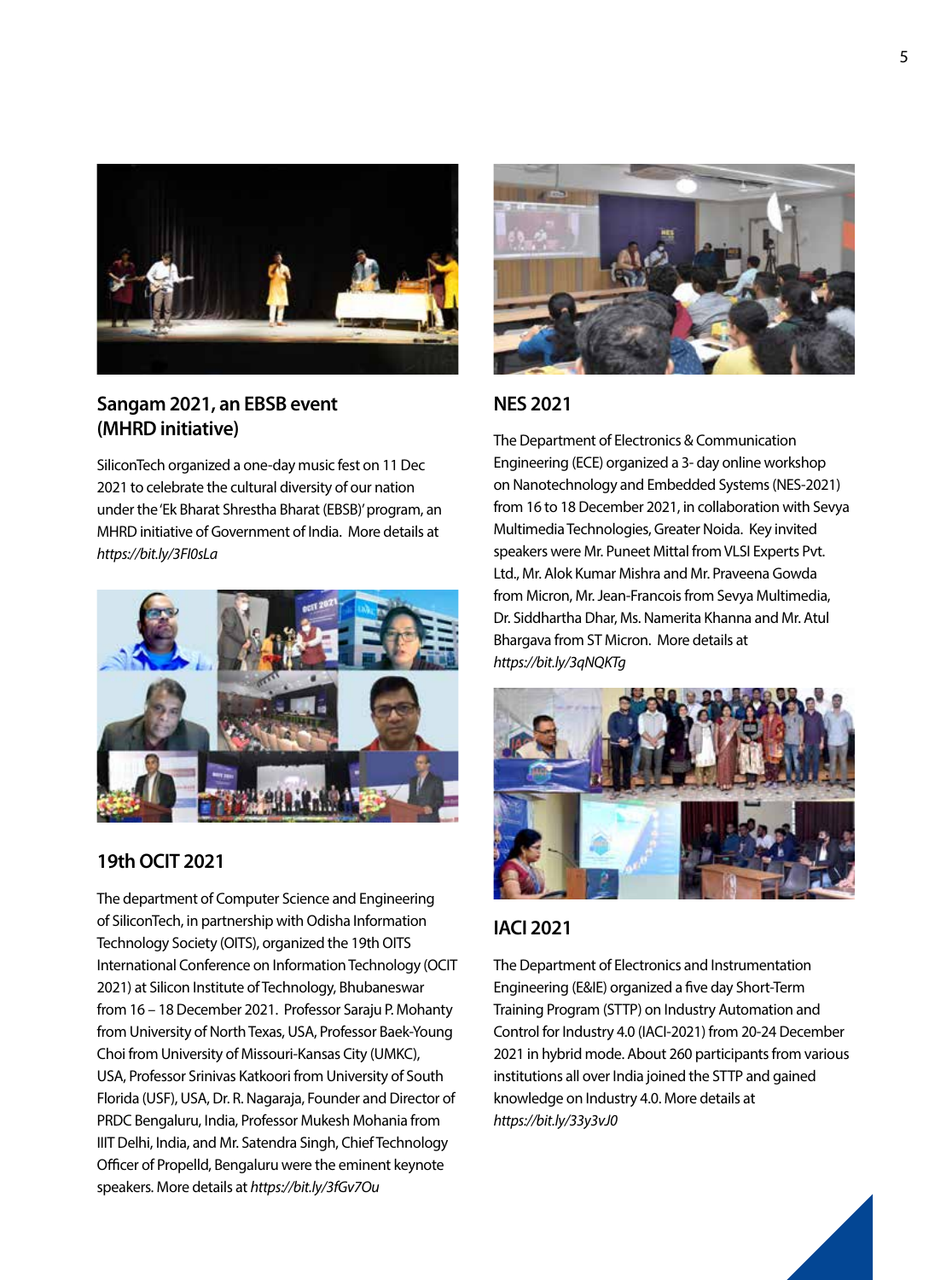## Sangam 2021, an EBSB event (MHRD initiative)

SiliconTech organized a one-day music fest on 11 Dec 2021 to celebrate the cultural diversity of our nation under the 'Ek Bharat Shrestha Bharat (EBSB)' program, an MHRD initiative of Government of India. More details at *https://bit.ly/3FI0sLa*

## 19th OCIT 2021

The department of Computer Science and Engineering of SiliconTech, in partnership with Odisha Information Technology Society (OITS), organized the 19th OITS International Conference on Information Technology (OCIT 2021) at Silicon Institute of Technology, Bhubaneswar from 16 – 18 December 2021. Professor Saraju P. Mohanty from University of North Texas, USA, Professor Baek-Young Choi from University of Missouri-Kansas City (UMKC), USA, Professor Srinivas Katkoori from University of South Florida (USF), USA, Dr. R. Nagaraja, Founder and Director of PRDC Bengaluru, India, Professor Mukesh Mohania from IIIT Delhi, India, and Mr. Satendra Singh, Chief Technology Officer of Propelld, Bengaluru were the eminent keynote speakers. More details at *https://bit.ly/3fGv7Ou*

## NES 2021

The Department of Electronics & Communication Engineering (ECE) organized a 3- day online workshop on Nanotechnology and Embedded Systems (NES-2021) from 16 to 18 December 2021, in collaboration with Sevya Multimedia Technologies, Greater Noida. Key invited speakers were Mr. Puneet Mittal from VLSI Experts Pvt. Ltd., Mr. Alok Kumar Mishra and Mr. Praveena Gowda from Micron, Mr. Jean-Francois from Sevya Multimedia, Dr. Siddhartha Dhar, Ms. Namerita Khanna and Mr. Atul Bhargava from ST Micron. More details at *https://bit.ly/3qNQKTg*

## IACI 2021

The Department of Electronics and Instrumentation Engineering (E&IE) organized a five day Short-Term Training Program (STTP) on Industry Automation and Control for Industry 4.0 (IACI-2021) from 20-24 December 2021 in hybrid mode. About 260 participants from various institutions all over India joined the STTP and gained knowledge on Industry 4.0. More details at *https://bit.ly/33y3vJ0*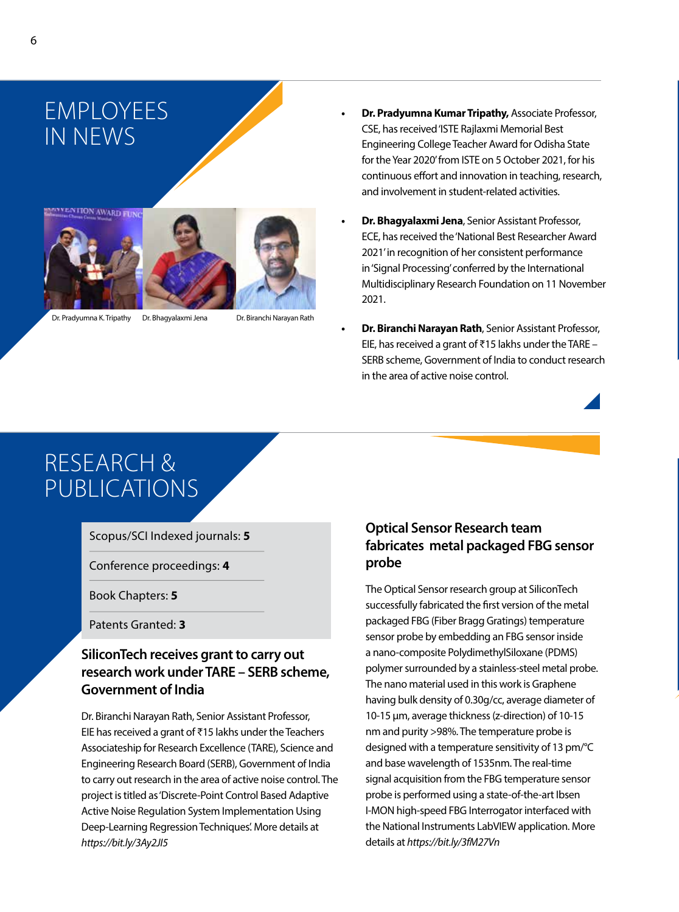# EMPLOYEES IN NEWS

Dr. Pradyumna K. Tripathy Dr. Bhagyalaxmi Jena Dr. Biranchi Narayan Rath

- **Dr. Pradyumna Kumar Tripathy,** Associate Professor, CSE, has received 'ISTE Rajlaxmi Memorial Best Engineering College Teacher Award for Odisha State for the Year 2020' from ISTE on 5 October 2021, for his continuous effort and innovation in teaching, research, and involvement in student-related activities.
- **Dr. Bhagyalaxmi Jena**, Senior Assistant Professor, ECE, has received the 'National Best Researcher Award 2021' in recognition of her consistent performance in 'Signal Processing' conferred by the International Multidisciplinary Research Foundation on 11 November 2021.
- **Dr. Biranchi Narayan Rath**, Senior Assistant Professor, EIE, has received a grant of ₹15 lakhs under the TARE – SERB scheme, Government of India to conduct research in the area of active noise control.

# RESEARCH & PUBLICATIONS

Scopus/SCI Indexed journals: **5**

Conference proceedings: **4**

Book Chapters: **5**

Patents Granted: **3**

## SiliconTech receives grant to carry out research work under TARE – SERB scheme, Government of India

Dr. Biranchi Narayan Rath, Senior Assistant Professor, EIE has received a grant of ₹15 lakhs under the Teachers Associateship for Research Excellence (TARE), Science and Engineering Research Board (SERB), Government of India to carry out research in the area of active noise control. The project is titled as 'Discrete-Point Control Based Adaptive Active Noise Regulation System Implementation Using Deep-Learning Regression Techniques'. More details at *https://bit.ly/3Ay2JI5*

## Optical Sensor Research team fabricates metal packaged FBG sensor probe

The Optical Sensor research group at SiliconTech successfully fabricated the first version of the metal packaged FBG (Fiber Bragg Gratings) temperature sensor probe by embedding an FBG sensor inside a nano-composite PolydimethylSiloxane (PDMS) polymer surrounded by a stainless-steel metal probe. The nano material used in this work is Graphene having bulk density of 0.30g/cc, average diameter of 10-15 µm, average thickness (z-direction) of 10-15 nm and purity >98%. The temperature probe is designed with a temperature sensitivity of 13 pm/°C and base wavelength of 1535nm. The real-time signal acquisition from the FBG temperature sensor probe is performed using a state-of-the-art Ibsen I-MON high-speed FBG Interrogator interfaced with the National Instruments LabVIEW application. More details at *https://bit.ly/3fM27Vn*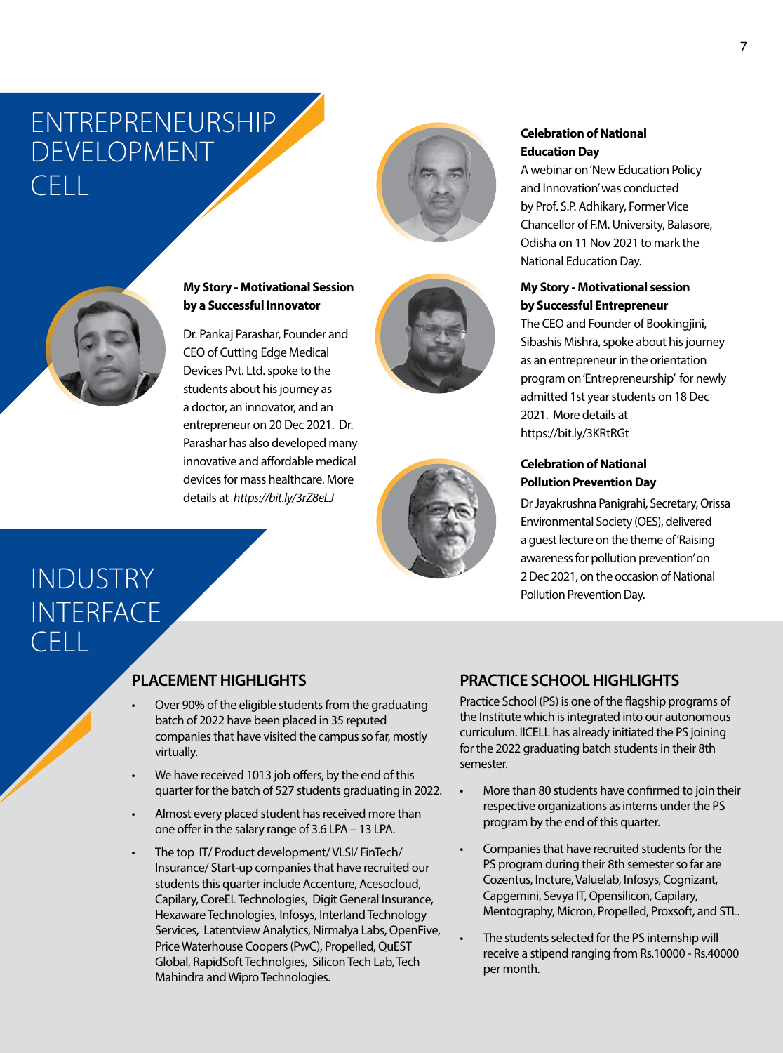# ENTREPRENEURSHIP DEVELOPMENT CELL

**My Story - Motivational Session by a Successful Innovator**

Dr. Pankaj Parashar, Founder and CEO of Cutting Edge Medical Devices Pvt. Ltd. spoke to the students about his journey as a doctor, an innovator, and an entrepreneur on 20 Dec 2021. Dr. Parashar has also developed many innovative and affordable medical devices for mass healthcare. More details at *https://bit.ly/3rZ8eLJ*

**Celebration of National Education Day**

A webinar on 'New Education Policy and Innovation' was conducted by Prof. S.P. Adhikary, Former Vice Chancellor of F.M. University, Balasore, Odisha on 11 Nov 2021 to mark the National Education Day.

**My Story - Motivational session by Successful Entrepreneur**

The CEO and Founder of Bookingjini, Sibashis Mishra, spoke about his journey as an entrepreneur in the orientation program on 'Entrepreneurship' for newly admitted 1st year students on 18 Dec 2021. More details at https://bit.ly/3KRtRGt

**Celebration of National Pollution Prevention Day**

Dr Jayakrushna Panigrahi, Secretary, Orissa Environmental Society (OES), delivered a guest lecture on the theme of 'Raising awareness for pollution prevention' on 2 Dec 2021, on the occasion of National Pollution Prevention Day.

# INDUSTRY INTERFACE CELL

## PLACEMENT HIGHLIGHTS

- Over 90% of the eligible students from the graduating batch of 2022 have been placed in 35 reputed companies that have visited the campus so far, mostly virtually.
- We have received 1013 job offers, by the end of this quarter for the batch of 527 students graduating in 2022.
- Almost every placed student has received more than one offer in the salary range of 3.6 LPA – 13 LPA.
- The top IT/ Product development/ VLSI/ FinTech/ Insurance/ Start-up companies that have recruited our students this quarter include Accenture, Acesocloud, Capilary, CoreEL Technologies, Digit General Insurance, Hexaware Technologies, Infosys, Interland Technology Services, Latentview Analytics, Nirmalya Labs, OpenFive, Price Waterhouse Coopers (PwC), Propelled, QuEST Global, RapidSoft Technolgies, Silicon Tech Lab, Tech Mahindra and Wipro Technologies.

## PRACTICE SCHOOL HIGHLIGHTS

Practice School (PS) is one of the flagship programs of the Institute which is integrated into our autonomous curriculum. IICELL has already initiated the PS joining for the 2022 graduating batch students in their 8th semester.

- More than 80 students have confirmed to join their respective organizations as interns under the PS program by the end of this quarter.
- Companies that have recruited students for the PS program during their 8th semester so far are Cozentus, Incture, Valuelab, Infosys, Cognizant, Capgemini, Sevya IT, Opensilicon, Capilary, Mentography, Micron, Propelled, Proxsoft, and STL.
- The students selected for the PS internship will receive a stipend ranging from Rs.10000 - Rs.40000 per month.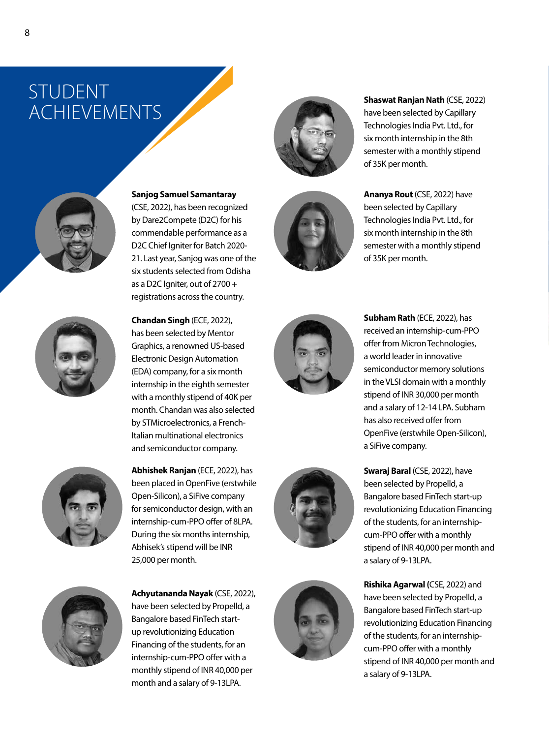# STUDENT ACHIEVEMENTS

**Sanjog Samuel Samantaray** (CSE, 2022), has been recognized by Dare2Compete (D2C) for his commendable performance as a D2C Chief Igniter for Batch 2020-21. Last year, Sanjog was one of the six students selected from Odisha as a D2C Igniter, out of 2700 + registrations across the country.

**Chandan Singh** (ECE, 2022), has been selected by Mentor Graphics, a renowned US-based Electronic Design Automation (EDA) company, for a six month internship in the eighth semester with a monthly stipend of 40K per month. Chandan was also selected by STMicroelectronics, a French-Italian multinational electronics and semiconductor company.

**Abhishek Ranjan** (ECE, 2022), has been placed in OpenFive (erstwhile Open-Silicon), a SiFive company for semiconductor design, with an internship-cum-PPO offer of 8LPA. During the six months internship, Abhisek's stipend will be INR 25,000 per month.

**Achyutananda Nayak** (CSE, 2022), have been selected by Propelld, a Bangalore based FinTech start-up revolutionizing Education Financing of the students, for an internship-cum-PPO offer with a monthly stipend of INR 40,000 per month and a salary of 9-13LPA.

**Shaswat Ranjan Nath** (CSE, 2022) have been selected by Capillary Technologies India Pvt. Ltd., for six month internship in the 8th semester with a monthly stipend of 35K per month.

**Ananya Rout** (CSE, 2022) have been selected by Capillary Technologies India Pvt. Ltd., for six month internship in the 8th semester with a monthly stipend of 35K per month.

**Subham Rath** (ECE, 2022), has received an internship-cum-PPO offer from Micron Technologies, a world leader in innovative semiconductor memory solutions in the VLSI domain with a monthly stipend of INR 30,000 per month and a salary of 12-14 LPA. Subham has also received offer from OpenFive (erstwhile Open-Silicon), a SiFive company.

**Swaraj Baral** (CSE, 2022), have been selected by Propelld, a Bangalore based FinTech start-up revolutionizing Education Financing of the students, for an internship-cum-PPO offer with a monthly stipend of INR 40,000 per month and a salary of 9-13LPA.

**Rishika Agarwal (**CSE, 2022) and have been selected by Propelld, a Bangalore based FinTech start-up revolutionizing Education Financing of the students, for an internship-cum-PPO offer with a monthly stipend of INR 40,000 per month and a salary of 9-13LPA.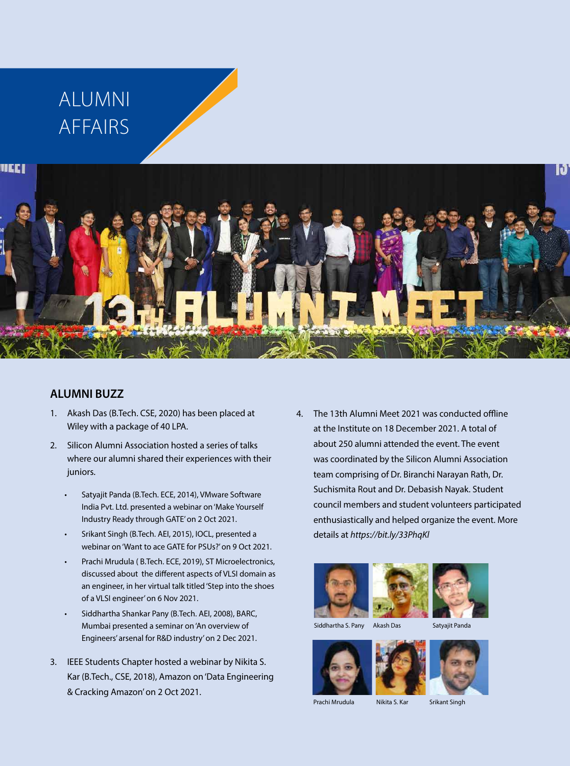# ALUMNI AFFAIRS

## ALUMNI BUZZ

1. Akash Das (B.Tech. CSE, 2020) has been placed at Wiley with a package of 40 LPA.
2. Silicon Alumni Association hosted a series of talks where our alumni shared their experiences with their juniors.
   - Satyajit Panda (B.Tech. ECE, 2014), VMware Software India Pvt. Ltd. presented a webinar on 'Make Yourself Industry Ready through GATE' on 2 Oct 2021.
   - Srikant Singh (B.Tech. AEI, 2015), IOCL, presented a webinar on 'Want to ace GATE for PSUs?' on 9 Oct 2021.
   - Prachi Mrudula ( B.Tech. ECE, 2019), ST Microelectronics, discussed about the different aspects of VLSI domain as an engineer, in her virtual talk titled 'Step into the shoes of a VLSI engineer' on 6 Nov 2021.
   - Siddhartha Shankar Pany (B.Tech. AEI, 2008), BARC, Mumbai presented a seminar on 'An overview of Engineers' arsenal for R&D industry' on 2 Dec 2021.
3. IEEE Students Chapter hosted a webinar by Nikita S. Kar (B.Tech., CSE, 2018), Amazon on 'Data Engineering & Cracking Amazon' on 2 Oct 2021.
4. The 13th Alumni Meet 2021 was conducted offline at the Institute on 18 December 2021. A total of about 250 alumni attended the event. The event was coordinated by the Silicon Alumni Association team comprising of Dr. Biranchi Narayan Rath, Dr. Suchismita Rout and Dr. Debasish Nayak. Student council members and student volunteers participated enthusiastically and helped organize the event. More details at *https://bit.ly/33PhqKl*

Siddhartha S. Pany Akash Das Satyajit Panda

Prachi Mrudula Nikita S. Kar Srikant Singh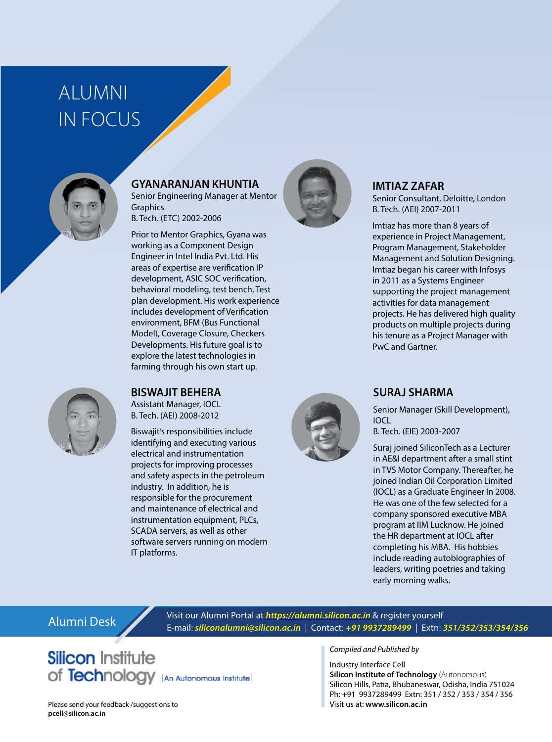# ALUMNI IN FOCUS

## GYANARANJAN KHUNTIA

Senior Engineering Manager at Mentor Graphics
B. Tech. (ETC) 2002-2006

Prior to Mentor Graphics, Gyana was working as a Component Design Engineer in Intel India Pvt. Ltd. His areas of expertise are verification IP development, ASIC SOC verification, behavioral modeling, test bench, Test plan development. His work experience includes development of Verification environment, BFM (Bus Functional Model), Coverage Closure, Checkers Developments. His future goal is to explore the latest technologies in farming through his own start up.

## IMTIAZ ZAFAR

Senior Consultant, Deloitte, London
B. Tech. (AEI) 2007-2011

Imtiaz has more than 8 years of experience in Project Management, Program Management, Stakeholder Management and Solution Designing. Imtiaz began his career with Infosys in 2011 as a Systems Engineer supporting the project management activities for data management projects. He has delivered high quality products on multiple projects during his tenure as a Project Manager with PwC and Gartner.

## BISWAJIT BEHERA

Assistant Manager, IOCL
B. Tech. (AEI) 2008-2012

Biswajit's responsibilities include identifying and executing various electrical and instrumentation projects for improving processes and safety aspects in the petroleum industry. In addition, he is responsible for the procurement and maintenance of electrical and instrumentation equipment, PLCs, SCADA servers, as well as other software servers running on modern IT platforms.

## SURAJ SHARMA

Senior Manager (Skill Development), IOCL
B. Tech. (EIE) 2003-2007

Suraj joined SiliconTech as a Lecturer in AE&I department after a small stint in TVS Motor Company. Thereafter, he joined Indian Oil Corporation Limited (IOCL) as a Graduate Engineer In 2008. He was one of the few selected for a company sponsored executive MBA program at IIM Lucknow. He joined the HR department at IOCL after completing his MBA. His hobbies include reading autobiographies of leaders, writing poetries and taking early morning walks.

---

**Alumni Desk**

Visit our Alumni Portal at ***https://alumni.silicon.ac.in*** & register yourself
E-mail: ***siliconalumni@silicon.ac.in*** | Contact: ***+91 9937289499*** | Extn: ***351/352/353/354/356***

**Silicon Institute of Technology** | An Autonomous Institute

Please send your feedback /suggestions to
**pcell@silicon.ac.in**

*Compiled and Published by*

Industry Interface Cell
**Silicon Institute of Technology** (Autonomous)
Silicon Hills, Patia, Bhubaneswar, Odisha, India 751024
Ph: +91 9937289499 Extn: 351 / 352 / 353 / 354 / 356
Visit us at: **www.silicon.ac.in**